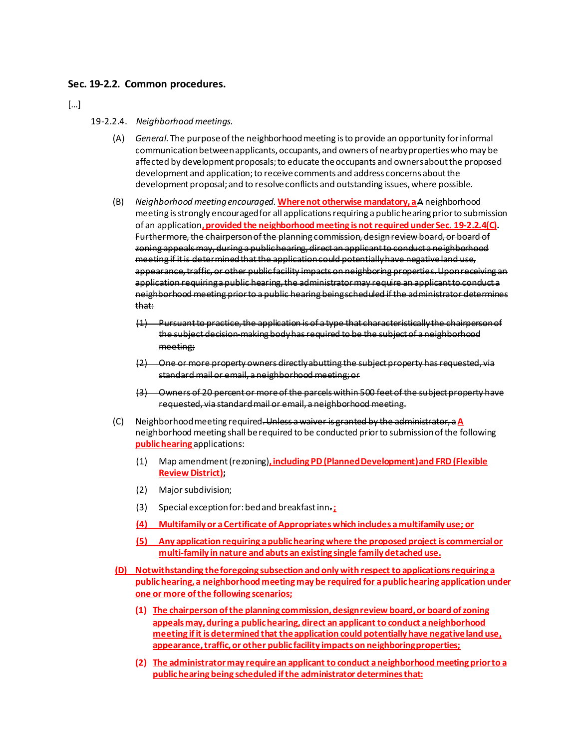### Sec. 19-2.2. Common procedures.

[...]

19-2.2.4. *Neighborhood meetings.*

(A) *General.* The purpose of the neighborhood meeting is to provide an opportunity for informal communication between applicants, occupants, and owners of nearby properties who may be affected by development proposals; to educate the occupants and owners about the proposed development and application; to receive comments and address concerns about the development proposal; and to resolve conflicts and outstanding issues, where possible.

(B) *Neighborhood meeting encouraged.* **Where not otherwise mandatory, a** ~~A~~ neighborhood meeting is strongly encouraged for all applications requiring a public hearing prior to submission of an application**, provided the neighborhood meeting is not required under Sec. 19-2.2.4(C)**. ~~Furthermore, the chairperson of the planning commission, design review board, or board of zoning appeals may, during a public hearing, direct an applicant to conduct a neighborhood meeting if it is determined that the application could potentially have negative land use, appearance, traffic, or other public facility impacts on neighboring properties. Upon receiving an application requiring a public hearing, the administrator may require an applicant to conduct a neighborhood meeting prior to a public hearing being scheduled if the administrator determines that:~~

~~(1) Pursuant to practice, the application is of a type that characteristically the chairperson of the subject decision-making body has required to be the subject of a neighborhood meeting;~~

~~(2) One or more property owners directly abutting the subject property has requested, via standard mail or email, a neighborhood meeting; or~~

~~(3) Owners of 20 percent or more of the parcels within 500 feet of the subject property have requested, via standard mail or email, a neighborhood meeting.~~

(C) Neighborhood meeting required~~. Unless a waiver is granted by the administrator, a~~ **A** neighborhood meeting shall be required to be conducted prior to submission of the following **public hearing** applications:

(1) Map amendment (rezoning)**, including PD (Planned Development) and FRD (Flexible Review District)**;

(2) Major subdivision;

(3) Special exception for: bed and breakfast inn~~.~~**;**

**(4) Multifamily or a Certificate of Appropriates which includes a multifamily use; or**

**(5) Any application requiring a public hearing where the proposed project is commercial or multi-family in nature and abuts an existing single family detached use.**

**(D) Notwithstanding the foregoing subsection and only with respect to applications requiring a public hearing, a neighborhood meeting may be required for a public hearing application under one or more of the following scenarios;**

**(1) The chairperson of the planning commission, design review board, or board of zoning appeals may, during a public hearing, direct an applicant to conduct a neighborhood meeting if it is determined that the application could potentially have negative land use, appearance, traffic, or other public facility impacts on neighboring properties;**

**(2) The administrator may require an applicant to conduct a neighborhood meeting prior to a public hearing being scheduled if the administrator determines that:**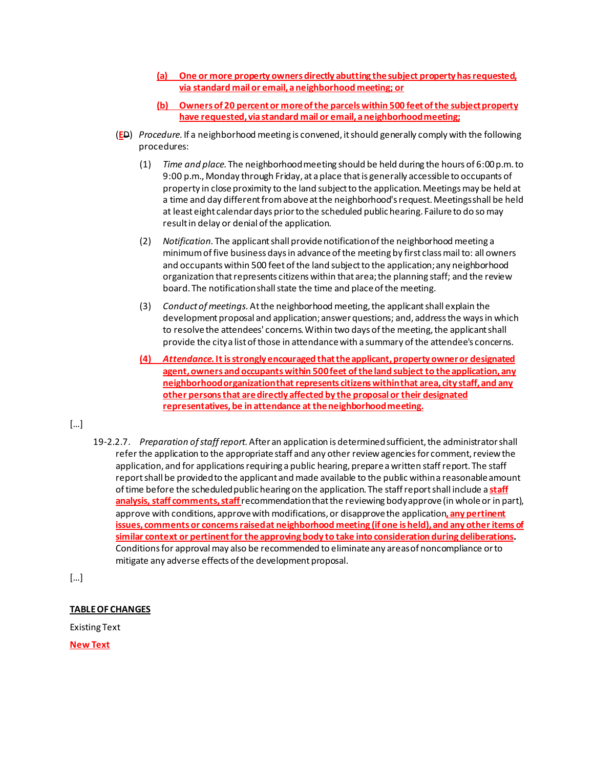(a) **One or more property owners directly abutting the subject property has requested, via standard mail or email, a neighborhood meeting; or**

(b) **Owners of 20 percent or more of the parcels within 500 feet of the subject property have requested, via standard mail or email, a neighborhood meeting;**

(~~D~~**E**) *Procedure.* If a neighborhood meeting is convened, it should generally comply with the following procedures:

(1) *Time and place.* The neighborhood meeting should be held during the hours of 6:00 p.m. to 9:00 p.m., Monday through Friday, at a place that is generally accessible to occupants of property in close proximity to the land subject to the application. Meetings may be held at a time and day different from above at the neighborhood's request. Meetings shall be held at least eight calendar days prior to the scheduled public hearing. Failure to do so may result in delay or denial of the application.

(2) *Notification.* The applicant shall provide notification of the neighborhood meeting a minimum of five business days in advance of the meeting by first class mail to: all owners and occupants within 500 feet of the land subject to the application; any neighborhood organization that represents citizens within that area; the planning staff; and the review board. The notification shall state the time and place of the meeting.

(3) *Conduct of meetings.* At the neighborhood meeting, the applicant shall explain the development proposal and application; answer questions; and, address the ways in which to resolve the attendees' concerns. Within two days of the meeting, the applicant shall provide the city a list of those in attendance with a summary of the attendee's concerns.

**(4) *Attendance.* It is strongly encouraged that the applicant, property owner or designated agent, owners and occupants within 500 feet of the land subject to the application, any neighborhood organization that represents citizens within that area, city staff, and any other persons that are directly affected by the proposal or their designated representatives, be in attendance at the neighborhood meeting.**

[...]

19-2.2.7. *Preparation of staff report.* After an application is determined sufficient, the administrator shall refer the application to the appropriate staff and any other review agencies for comment, review the application, and for applications requiring a public hearing, prepare a written staff report. The staff report shall be provided to the applicant and made available to the public within a reasonable amount of time before the scheduled public hearing on the application. The staff report shall include a **staff analysis, staff comments, staff** recommendation that the reviewing body approve (in whole or in part), approve with conditions, approve with modifications, or disapprove the application**, any pertinent issues, comments or concerns raised at neighborhood meeting (if one is held), and any other items of similar context or pertinent for the approving body to take into consideration during deliberations**. Conditions for approval may also be recommended to eliminate any areas of noncompliance or to mitigate any adverse effects of the development proposal.

[...]

**TABLE OF CHANGES**

Existing Text

**New Text**